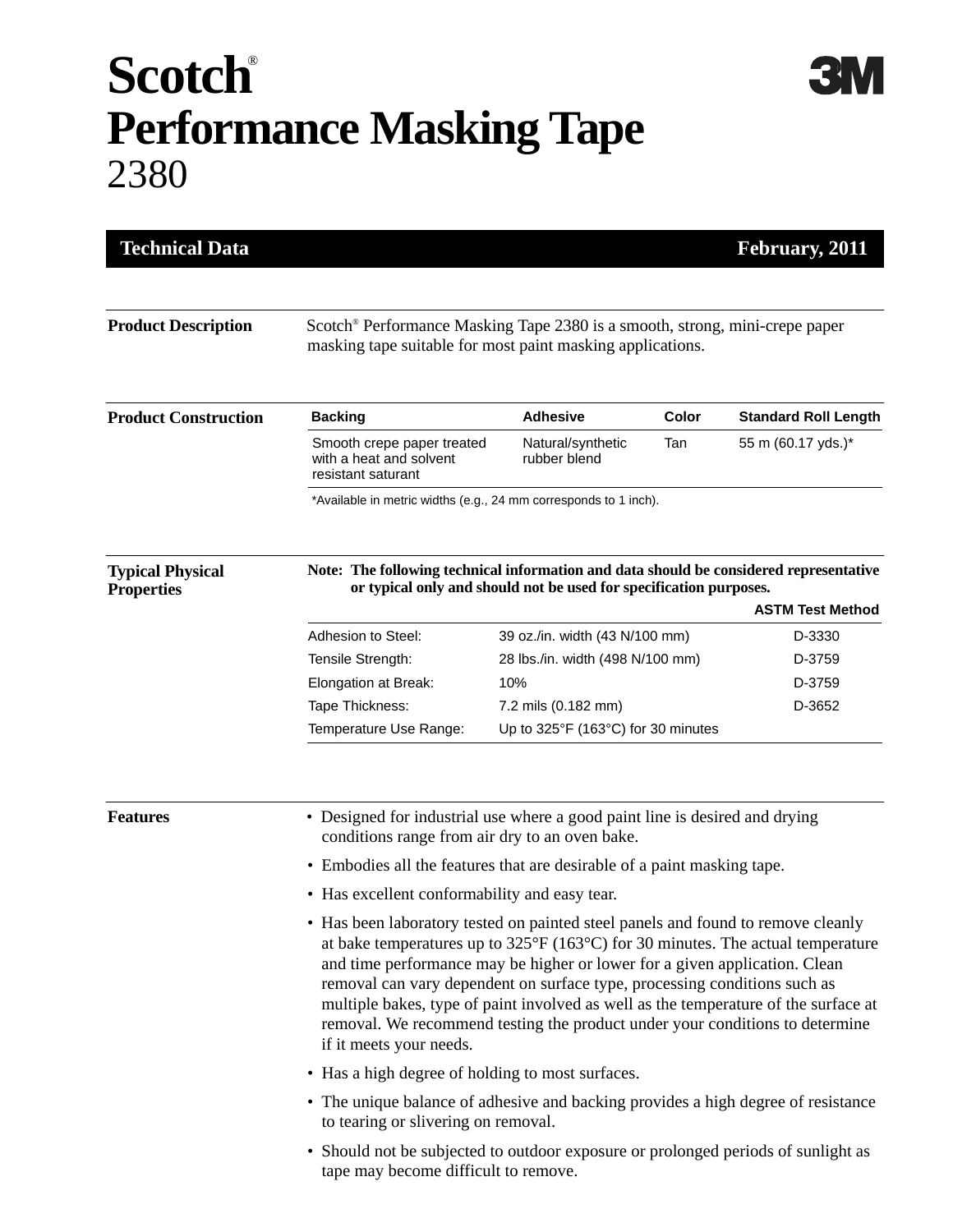# Scotch® Performance Masking Tape 2380

**Technical Data** — **February, 2011**

## Product Description

Scotch® Performance Masking Tape 2380 is a smooth, strong, mini-crepe paper masking tape suitable for most paint masking applications.

## Product Construction

| Backing | Adhesive | Color | Standard Roll Length |
|---|---|---|---|
| Smooth crepe paper treated with a heat and solvent resistant saturant | Natural/synthetic rubber blend | Tan | 55 m (60.17 yds.)* |

*Available in metric widths (e.g., 24 mm corresponds to 1 inch).

## Typical Physical Properties

**Note: The following technical information and data should be considered representative or typical only and should not be used for specification purposes.**

| | | ASTM Test Method |
|---|---|---|
| Adhesion to Steel: | 39 oz./in. width (43 N/100 mm) | D-3330 |
| Tensile Strength: | 28 lbs./in. width (498 N/100 mm) | D-3759 |
| Elongation at Break: | 10% | D-3759 |
| Tape Thickness: | 7.2 mils (0.182 mm) | D-3652 |
| Temperature Use Range: | Up to 325°F (163°C) for 30 minutes | |

## Features

- Designed for industrial use where a good paint line is desired and drying conditions range from air dry to an oven bake.
- Embodies all the features that are desirable of a paint masking tape.
- Has excellent conformability and easy tear.
- Has been laboratory tested on painted steel panels and found to remove cleanly at bake temperatures up to 325°F (163°C) for 30 minutes. The actual temperature and time performance may be higher or lower for a given application. Clean removal can vary dependent on surface type, processing conditions such as multiple bakes, type of paint involved as well as the temperature of the surface at removal. We recommend testing the product under your conditions to determine if it meets your needs.
- Has a high degree of holding to most surfaces.
- The unique balance of adhesive and backing provides a high degree of resistance to tearing or slivering on removal.
- Should not be subjected to outdoor exposure or prolonged periods of sunlight as tape may become difficult to remove.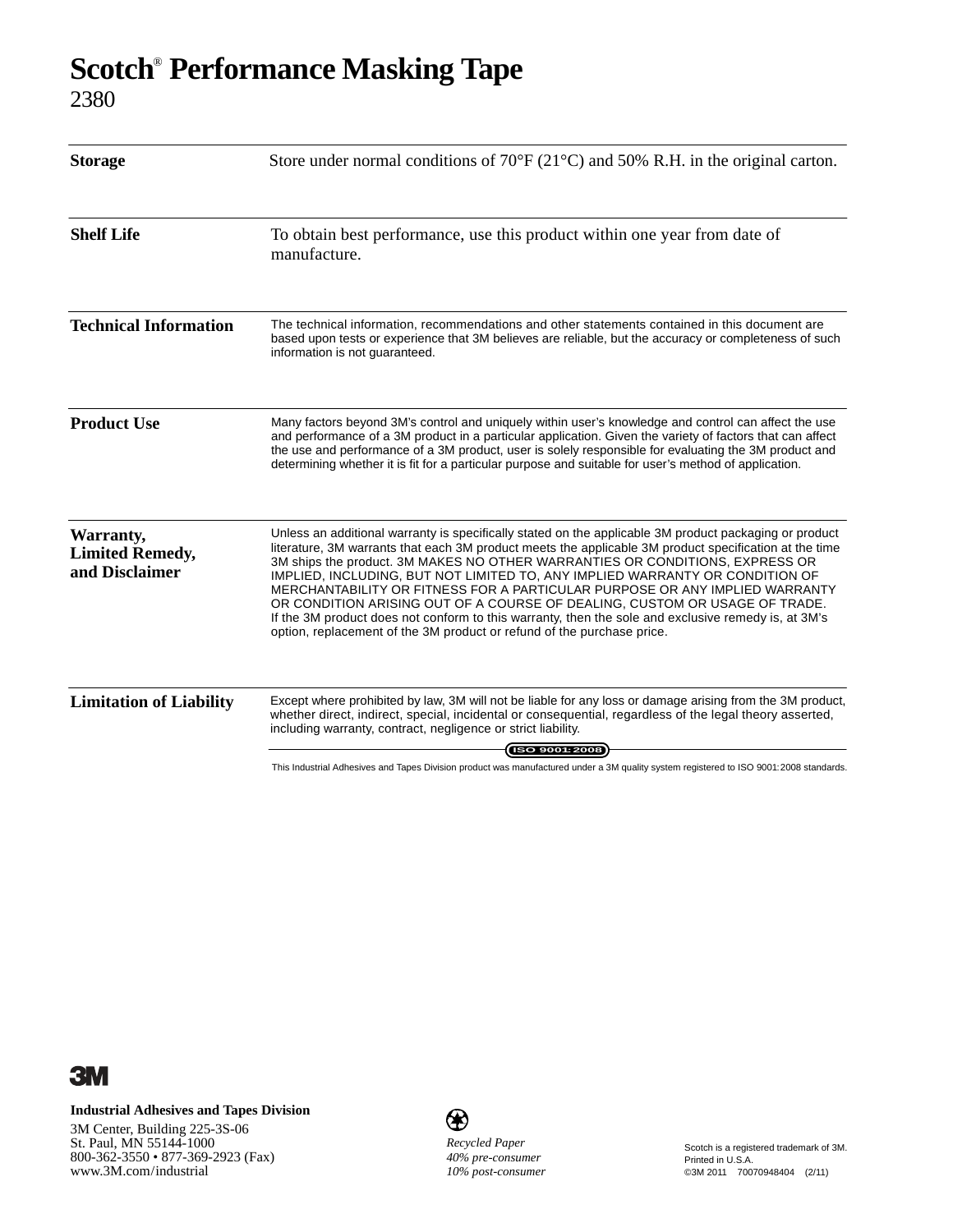# Scotch® Performance Masking Tape

2380

| | |
|---|---|
| **Storage** | Store under normal conditions of 70°F (21°C) and 50% R.H. in the original carton. |
| **Shelf Life** | To obtain best performance, use this product within one year from date of manufacture. |
| **Technical Information** | The technical information, recommendations and other statements contained in this document are based upon tests or experience that 3M believes are reliable, but the accuracy or completeness of such information is not guaranteed. |
| **Product Use** | Many factors beyond 3M's control and uniquely within user's knowledge and control can affect the use and performance of a 3M product in a particular application. Given the variety of factors that can affect the use and performance of a 3M product, user is solely responsible for evaluating the 3M product and determining whether it is fit for a particular purpose and suitable for user's method of application. |
| **Warranty, Limited Remedy, and Disclaimer** | Unless an additional warranty is specifically stated on the applicable 3M product packaging or product literature, 3M warrants that each 3M product meets the applicable 3M product specification at the time 3M ships the product. 3M MAKES NO OTHER WARRANTIES OR CONDITIONS, EXPRESS OR IMPLIED, INCLUDING, BUT NOT LIMITED TO, ANY IMPLIED WARRANTY OR CONDITION OF MERCHANTABILITY OR FITNESS FOR A PARTICULAR PURPOSE OR ANY IMPLIED WARRANTY OR CONDITION ARISING OUT OF A COURSE OF DEALING, CUSTOM OR USAGE OF TRADE. If the 3M product does not conform to this warranty, then the sole and exclusive remedy is, at 3M's option, replacement of the 3M product or refund of the purchase price. |
| **Limitation of Liability** | Except where prohibited by law, 3M will not be liable for any loss or damage arising from the 3M product, whether direct, indirect, special, incidental or consequential, regardless of the legal theory asserted, including warranty, contract, negligence or strict liability. |

ISO 9001:2008

This Industrial Adhesives and Tapes Division product was manufactured under a 3M quality system registered to ISO 9001:2008 standards.

3M

**Industrial Adhesives and Tapes Division**
3M Center, Building 225-3S-06
St. Paul, MN 55144-1000
800-362-3550 • 877-369-2923 (Fax)
www.3M.com/industrial

*Recycled Paper*
*40% pre-consumer*
*10% post-consumer*

Scotch is a registered trademark of 3M.
Printed in U.S.A.
©3M 2011 70070948404 (2/11)